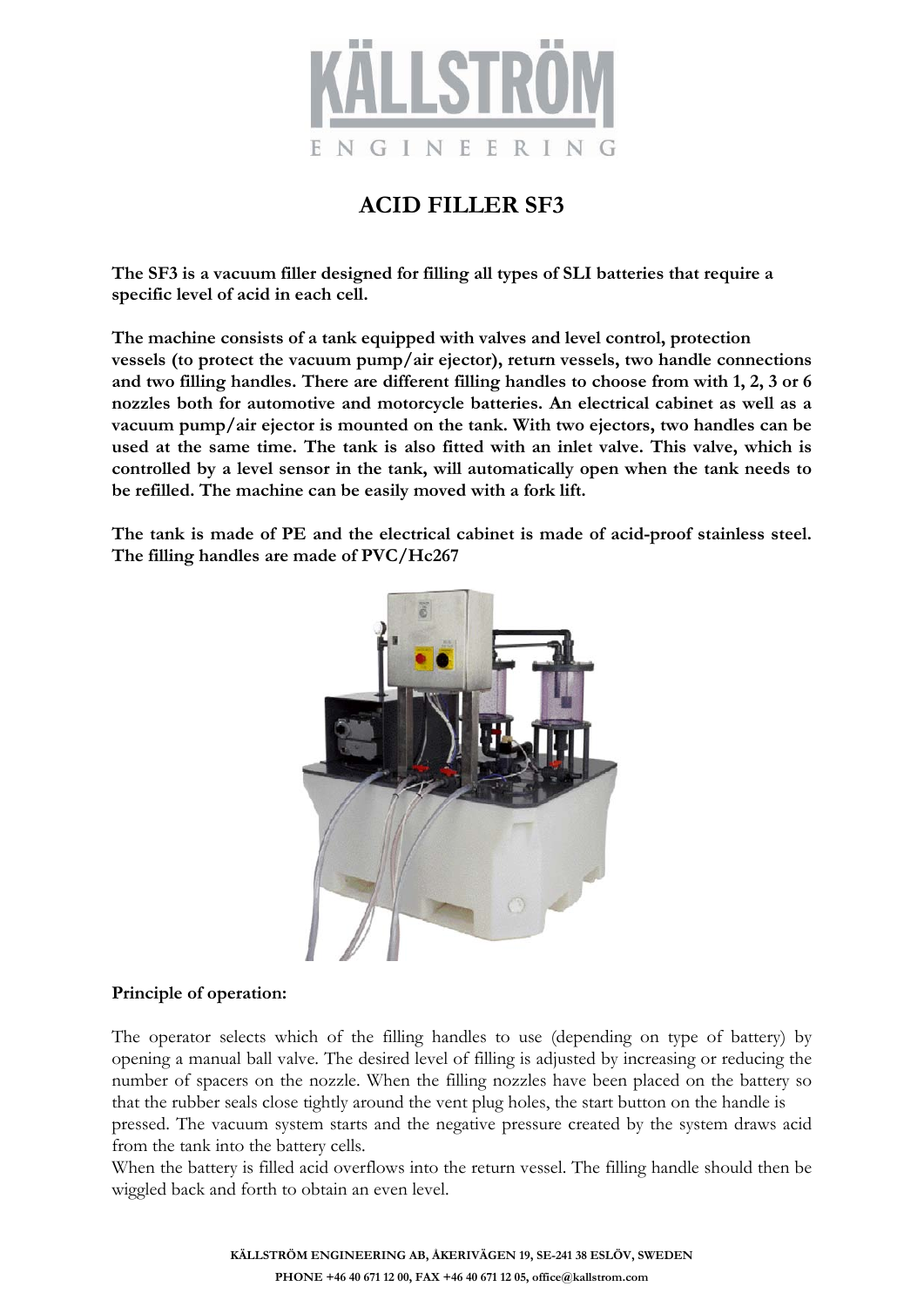# ACID FILLER SF3

**The SF3 is a vacuum filler designed for filling all types of SLI batteries that require a specific level of acid in each cell.**

**The machine consists of a tank equipped with valves and level control, protection vessels (to protect the vacuum pump/air ejector), return vessels, two handle connections and two filling handles. There are different filling handles to choose from with 1, 2, 3 or 6 nozzles both for automotive and motorcycle batteries. An electrical cabinet as well as a vacuum pump/air ejector is mounted on the tank. With two ejectors, two handles can be used at the same time. The tank is also fitted with an inlet valve. This valve, which is controlled by a level sensor in the tank, will automatically open when the tank needs to be refilled. The machine can be easily moved with a fork lift.**

**The tank is made of PE and the electrical cabinet is made of acid-proof stainless steel. The filling handles are made of PVC/Hc267**

**Principle of operation:**

The operator selects which of the filling handles to use (depending on type of battery) by opening a manual ball valve. The desired level of filling is adjusted by increasing or reducing the number of spacers on the nozzle. When the filling nozzles have been placed on the battery so that the rubber seals close tightly around the vent plug holes, the start button on the handle is pressed. The vacuum system starts and the negative pressure created by the system draws acid from the tank into the battery cells.

When the battery is filled acid overflows into the return vessel. The filling handle should then be wiggled back and forth to obtain an even level.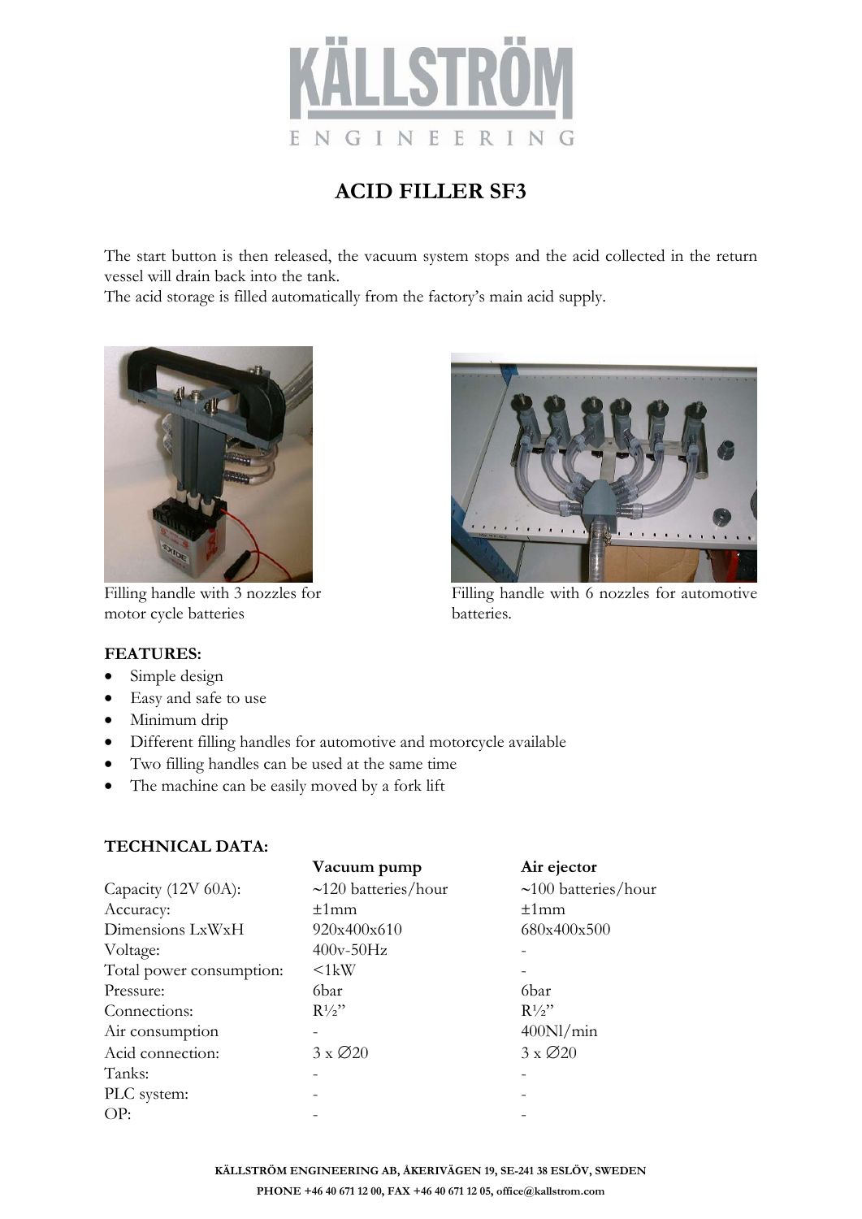# ACID FILLER SF3

The start button is then released, the vacuum system stops and the acid collected in the return vessel will drain back into the tank.
The acid storage is filled automatically from the factory's main acid supply.

Filling handle with 3 nozzles for motor cycle batteries

Filling handle with 6 nozzles for automotive batteries.

**FEATURES:**

- Simple design
- Easy and safe to use
- Minimum drip
- Different filling handles for automotive and motorcycle available
- Two filling handles can be used at the same time
- The machine can be easily moved by a fork lift

**TECHNICAL DATA:**

| | **Vacuum pump** | **Air ejector** |
|---|---|---|
| Capacity (12V 60A): | ~120 batteries/hour | ~100 batteries/hour |
| Accuracy: | ±1mm | ±1mm |
| Dimensions LxWxH | 920x400x610 | 680x400x500 |
| Voltage: | 400v-50Hz | - |
| Total power consumption: | <1kW | - |
| Pressure: | 6bar | 6bar |
| Connections: | R½" | R½" |
| Air consumption | - | 400Nl/min |
| Acid connection: | 3 x ∅20 | 3 x ∅20 |
| Tanks: | - | - |
| PLC system: | - | - |
| OP: | - | - |

**KÄLLSTRÖM ENGINEERING AB, ÅKERIVÄGEN 19, SE-241 38 ESLÖV, SWEDEN**
**PHONE +46 40 671 12 00, FAX +46 40 671 12 05, office@kallstrom.com**